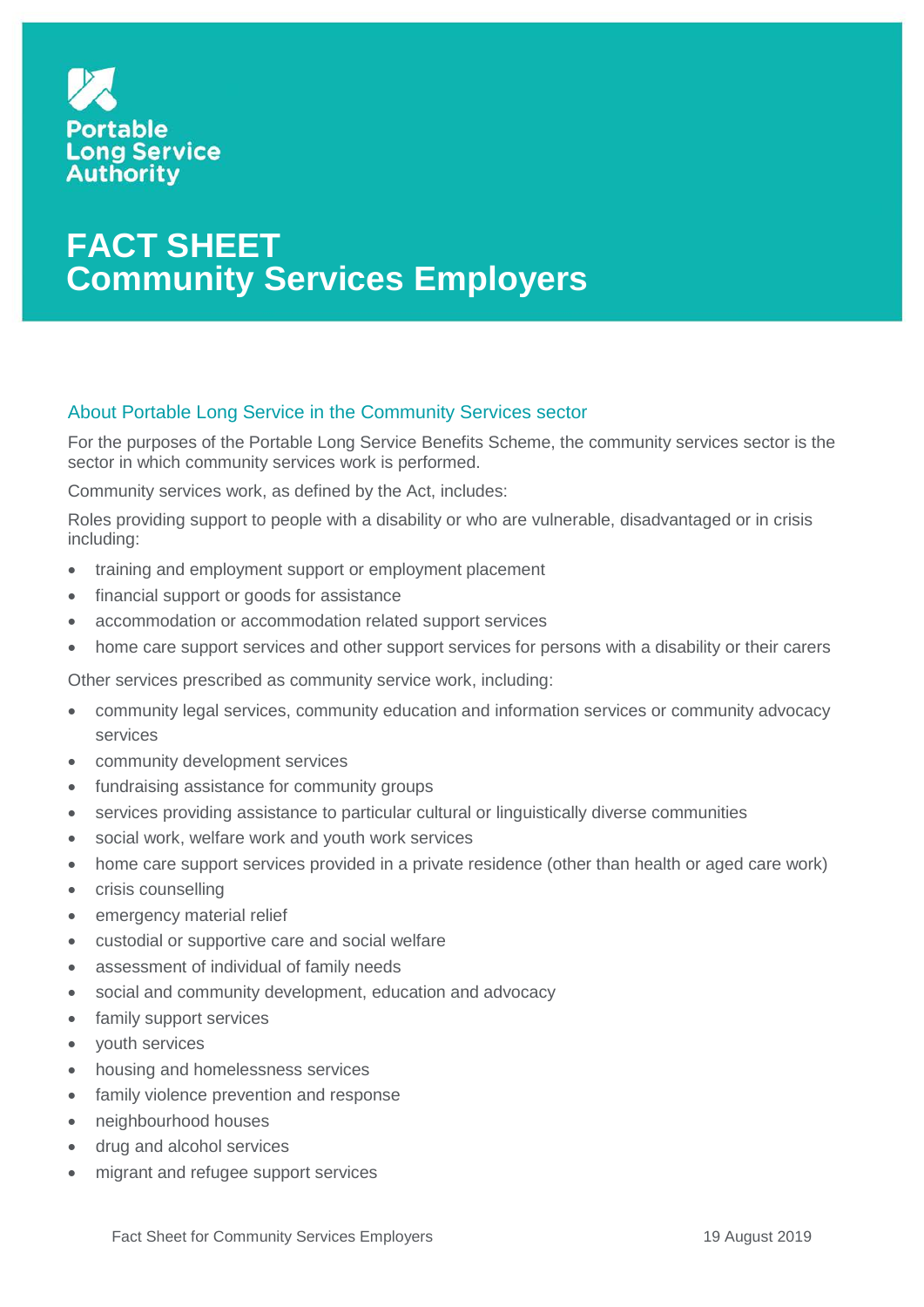Portable Long Service Authority

# FACT SHEET
# Community Services Employers

## About Portable Long Service in the Community Services sector

For the purposes of the Portable Long Service Benefits Scheme, the community services sector is the sector in which community services work is performed.

Community services work, as defined by the Act, includes:

Roles providing support to people with a disability or who are vulnerable, disadvantaged or in crisis including:

- training and employment support or employment placement
- financial support or goods for assistance
- accommodation or accommodation related support services
- home care support services and other support services for persons with a disability or their carers

Other services prescribed as community service work, including:

- community legal services, community education and information services or community advocacy services
- community development services
- fundraising assistance for community groups
- services providing assistance to particular cultural or linguistically diverse communities
- social work, welfare work and youth work services
- home care support services provided in a private residence (other than health or aged care work)
- crisis counselling
- emergency material relief
- custodial or supportive care and social welfare
- assessment of individual of family needs
- social and community development, education and advocacy
- family support services
- youth services
- housing and homelessness services
- family violence prevention and response
- neighbourhood houses
- drug and alcohol services
- migrant and refugee support services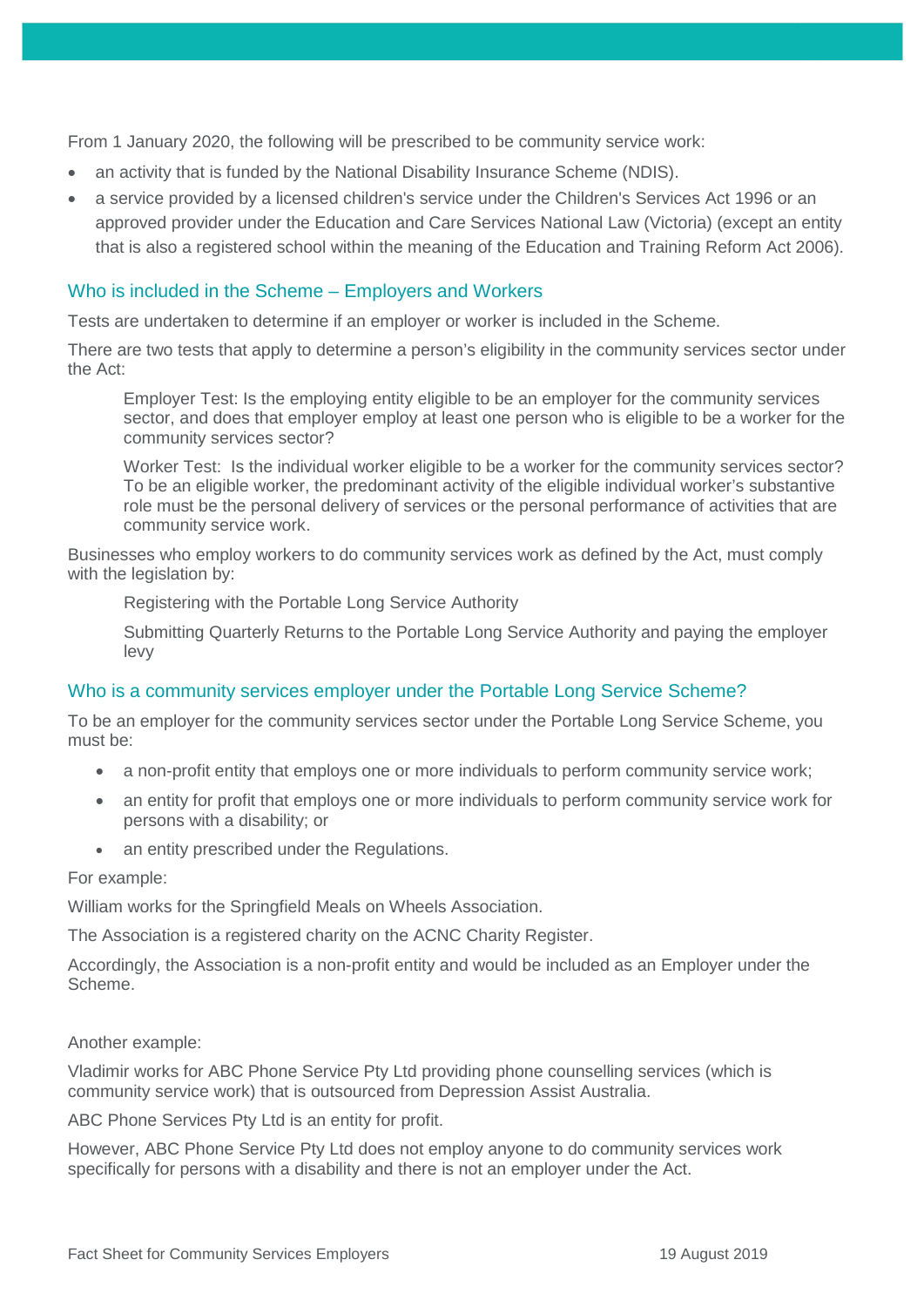From 1 January 2020, the following will be prescribed to be community service work:

- an activity that is funded by the National Disability Insurance Scheme (NDIS).
- a service provided by a licensed children's service under the Children's Services Act 1996 or an approved provider under the Education and Care Services National Law (Victoria) (except an entity that is also a registered school within the meaning of the Education and Training Reform Act 2006).

## Who is included in the Scheme – Employers and Workers

Tests are undertaken to determine if an employer or worker is included in the Scheme.

There are two tests that apply to determine a person's eligibility in the community services sector under the Act:

> Employer Test: Is the employing entity eligible to be an employer for the community services sector, and does that employer employ at least one person who is eligible to be a worker for the community services sector?
>
> Worker Test: Is the individual worker eligible to be a worker for the community services sector? To be an eligible worker, the predominant activity of the eligible individual worker's substantive role must be the personal delivery of services or the personal performance of activities that are community service work.

Businesses who employ workers to do community services work as defined by the Act, must comply with the legislation by:

> Registering with the Portable Long Service Authority
>
> Submitting Quarterly Returns to the Portable Long Service Authority and paying the employer levy

## Who is a community services employer under the Portable Long Service Scheme?

To be an employer for the community services sector under the Portable Long Service Scheme, you must be:

- a non-profit entity that employs one or more individuals to perform community service work;
- an entity for profit that employs one or more individuals to perform community service work for persons with a disability; or
- an entity prescribed under the Regulations.

For example:

William works for the Springfield Meals on Wheels Association.

The Association is a registered charity on the ACNC Charity Register.

Accordingly, the Association is a non-profit entity and would be included as an Employer under the Scheme.

Another example:

Vladimir works for ABC Phone Service Pty Ltd providing phone counselling services (which is community service work) that is outsourced from Depression Assist Australia.

ABC Phone Services Pty Ltd is an entity for profit.

However, ABC Phone Service Pty Ltd does not employ anyone to do community services work specifically for persons with a disability and there is not an employer under the Act.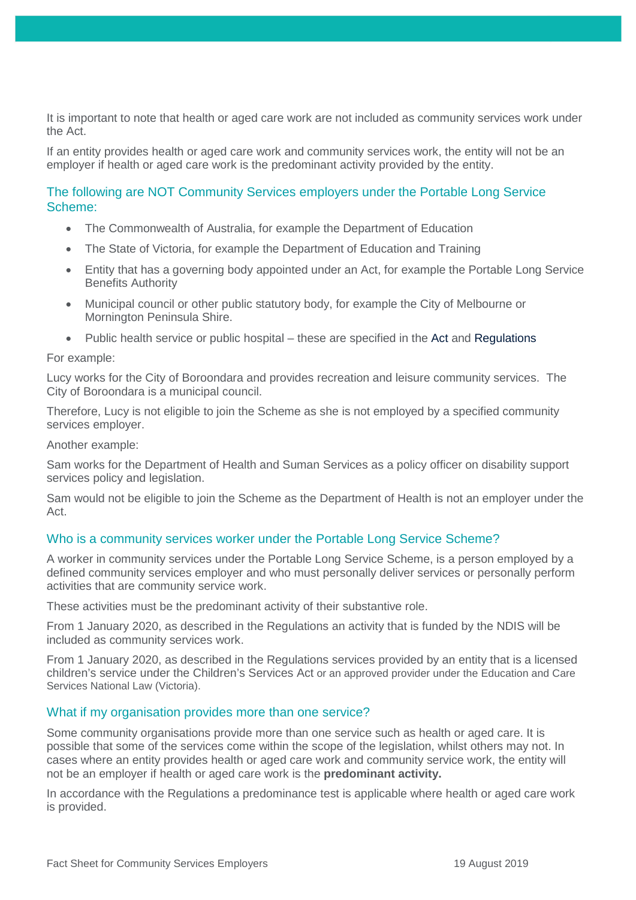It is important to note that health or aged care work are not included as community services work under the Act.

If an entity provides health or aged care work and community services work, the entity will not be an employer if health or aged care work is the predominant activity provided by the entity.

## The following are NOT Community Services employers under the Portable Long Service Scheme:

- The Commonwealth of Australia, for example the Department of Education
- The State of Victoria, for example the Department of Education and Training
- Entity that has a governing body appointed under an Act, for example the Portable Long Service Benefits Authority
- Municipal council or other public statutory body, for example the City of Melbourne or Mornington Peninsula Shire.
- Public health service or public hospital – these are specified in the Act and Regulations

For example:

Lucy works for the City of Boroondara and provides recreation and leisure community services. The City of Boroondara is a municipal council.

Therefore, Lucy is not eligible to join the Scheme as she is not employed by a specified community services employer.

Another example:

Sam works for the Department of Health and Suman Services as a policy officer on disability support services policy and legislation.

Sam would not be eligible to join the Scheme as the Department of Health is not an employer under the Act.

## Who is a community services worker under the Portable Long Service Scheme?

A worker in community services under the Portable Long Service Scheme, is a person employed by a defined community services employer and who must personally deliver services or personally perform activities that are community service work.

These activities must be the predominant activity of their substantive role.

From 1 January 2020, as described in the Regulations an activity that is funded by the NDIS will be included as community services work.

From 1 January 2020, as described in the Regulations services provided by an entity that is a licensed children's service under the Children's Services Act or an approved provider under the Education and Care Services National Law (Victoria).

## What if my organisation provides more than one service?

Some community organisations provide more than one service such as health or aged care. It is possible that some of the services come within the scope of the legislation, whilst others may not. In cases where an entity provides health or aged care work and community service work, the entity will not be an employer if health or aged care work is the **predominant activity.**

In accordance with the Regulations a predominance test is applicable where health or aged care work is provided.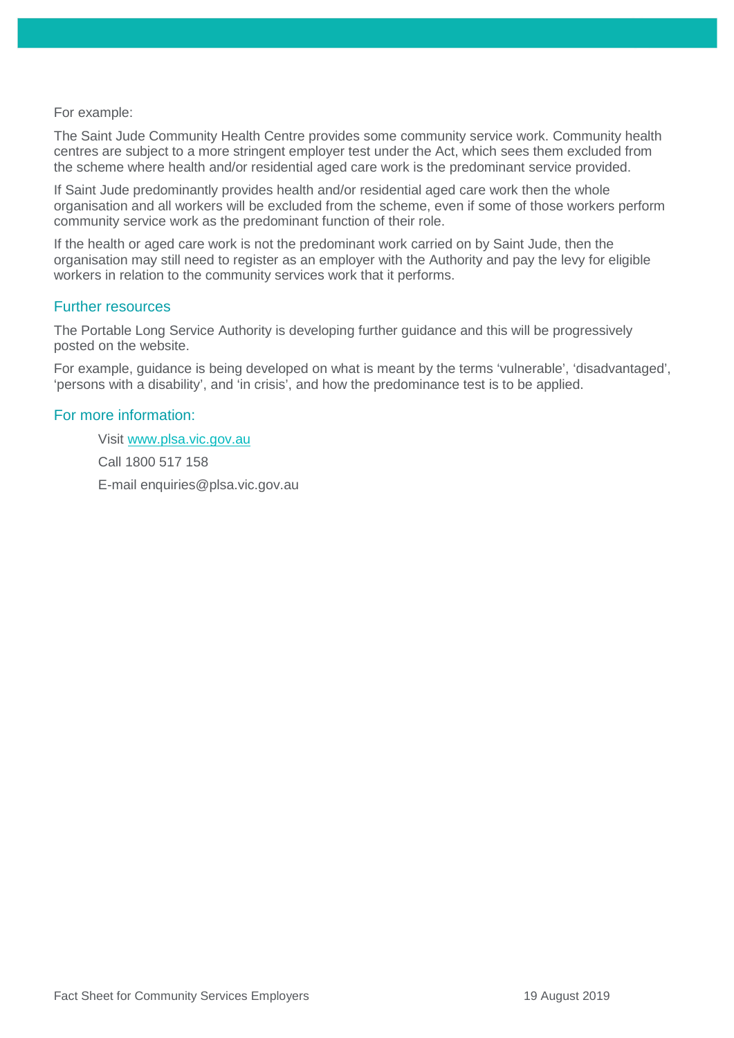For example:

The Saint Jude Community Health Centre provides some community service work. Community health centres are subject to a more stringent employer test under the Act, which sees them excluded from the scheme where health and/or residential aged care work is the predominant service provided.

If Saint Jude predominantly provides health and/or residential aged care work then the whole organisation and all workers will be excluded from the scheme, even if some of those workers perform community service work as the predominant function of their role.

If the health or aged care work is not the predominant work carried on by Saint Jude, then the organisation may still need to register as an employer with the Authority and pay the levy for eligible workers in relation to the community services work that it performs.

## Further resources

The Portable Long Service Authority is developing further guidance and this will be progressively posted on the website.

For example, guidance is being developed on what is meant by the terms 'vulnerable', 'disadvantaged', 'persons with a disability', and 'in crisis', and how the predominance test is to be applied.

## For more information:

Visit [www.plsa.vic.gov.au](http://www.plsa.vic.gov.au)

Call 1800 517 158

E-mail enquiries@plsa.vic.gov.au